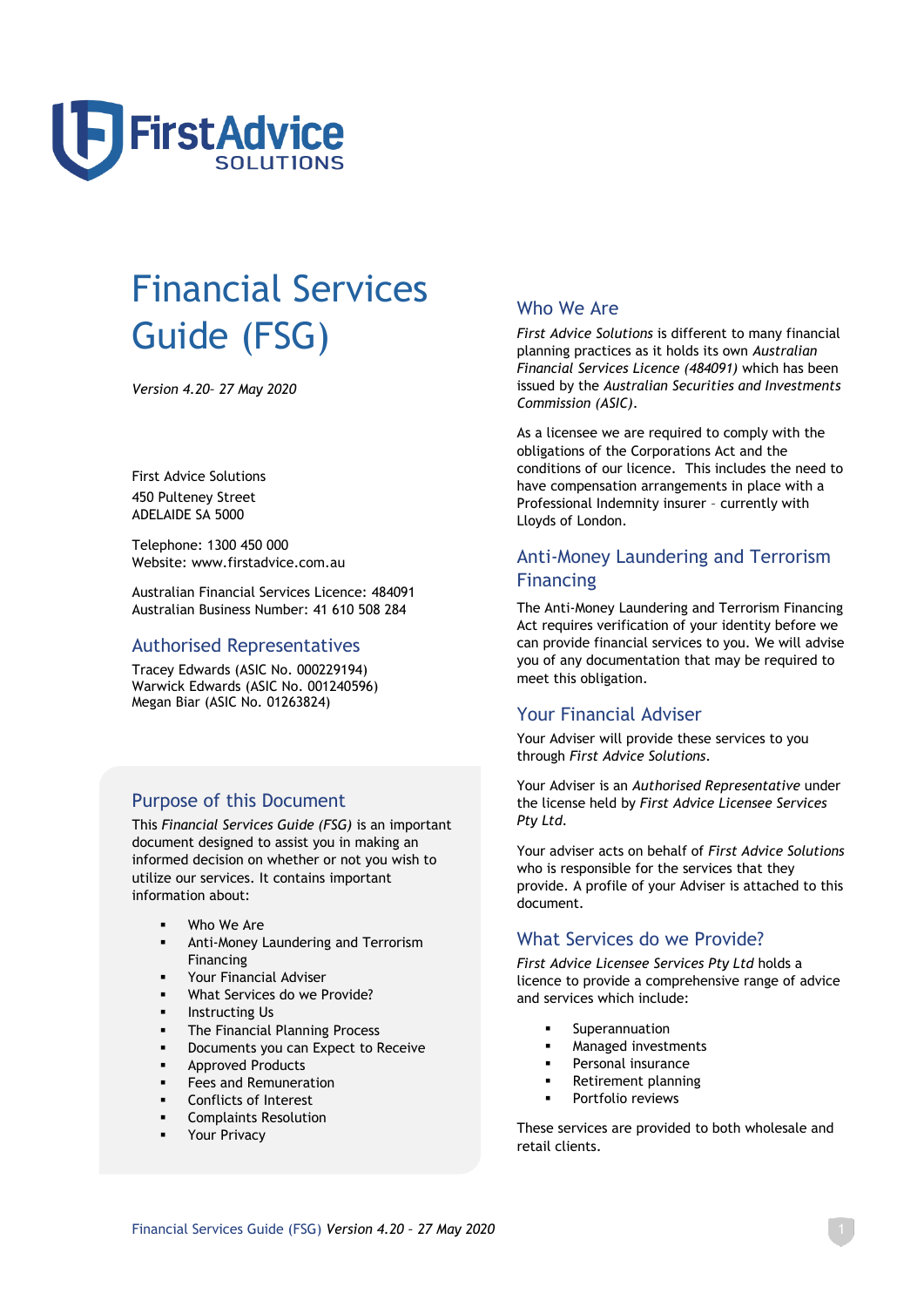# Financial Services Guide (FSG)

*Version 4.20– 27 May 2020*

First Advice Solutions
450 Pulteney Street
ADELAIDE SA 5000

Telephone: 1300 450 000
Website: www.firstadvice.com.au

Australian Financial Services Licence: 484091
Australian Business Number: 41 610 508 284

## Authorised Representatives

Tracey Edwards (ASIC No. 000229194)
Warwick Edwards (ASIC No. 001240596)
Megan Biar (ASIC No. 01263824)

## Purpose of this Document

This *Financial Services Guide (FSG)* is an important document designed to assist you in making an informed decision on whether or not you wish to utilize our services. It contains important information about:

- Who We Are
- Anti-Money Laundering and Terrorism Financing
- Your Financial Adviser
- What Services do we Provide?
- Instructing Us
- The Financial Planning Process
- Documents you can Expect to Receive
- Approved Products
- Fees and Remuneration
- Conflicts of Interest
- Complaints Resolution
- Your Privacy

## Who We Are

*First Advice Solutions* is different to many financial planning practices as it holds its own *Australian Financial Services Licence (484091)* which has been issued by the *Australian Securities and Investments Commission (ASIC)*.

As a licensee we are required to comply with the obligations of the Corporations Act and the conditions of our licence. This includes the need to have compensation arrangements in place with a Professional Indemnity insurer – currently with Lloyds of London.

## Anti-Money Laundering and Terrorism Financing

The Anti-Money Laundering and Terrorism Financing Act requires verification of your identity before we can provide financial services to you. We will advise you of any documentation that may be required to meet this obligation.

## Your Financial Adviser

Your Adviser will provide these services to you through *First Advice Solutions*.

Your Adviser is an *Authorised Representative* under the license held by *First Advice Licensee Services Pty Ltd*.

Your adviser acts on behalf of *First Advice Solutions* who is responsible for the services that they provide. A profile of your Adviser is attached to this document.

## What Services do we Provide?

*First Advice Licensee Services Pty Ltd* holds a licence to provide a comprehensive range of advice and services which include:

- Superannuation
- Managed investments
- Personal insurance
- Retirement planning
- Portfolio reviews

These services are provided to both wholesale and retail clients.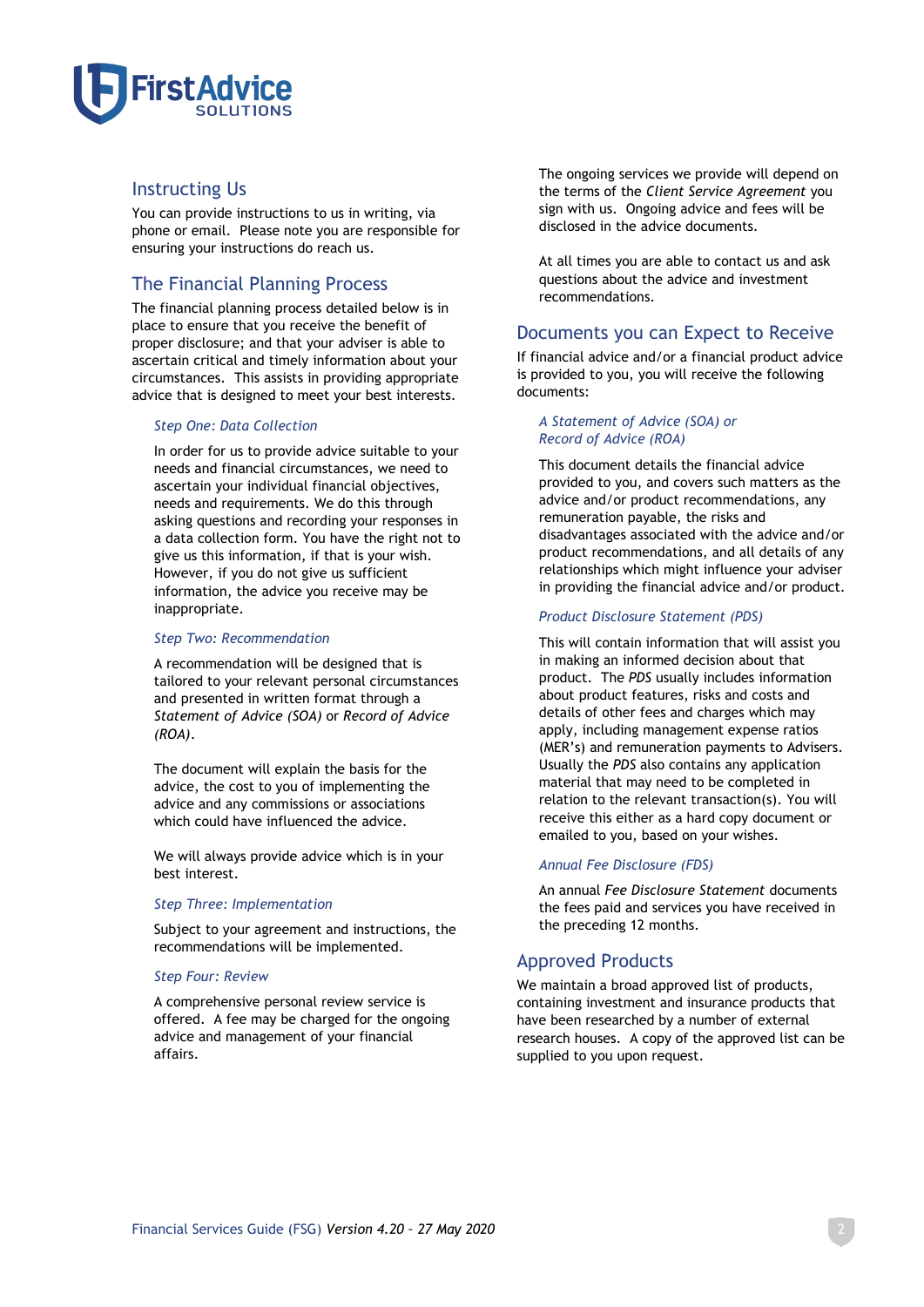## Instructing Us

You can provide instructions to us in writing, via phone or email. Please note you are responsible for ensuring your instructions do reach us.

## The Financial Planning Process

The financial planning process detailed below is in place to ensure that you receive the benefit of proper disclosure; and that your adviser is able to ascertain critical and timely information about your circumstances. This assists in providing appropriate advice that is designed to meet your best interests.

### *Step One: Data Collection*

In order for us to provide advice suitable to your needs and financial circumstances, we need to ascertain your individual financial objectives, needs and requirements. We do this through asking questions and recording your responses in a data collection form. You have the right not to give us this information, if that is your wish. However, if you do not give us sufficient information, the advice you receive may be inappropriate.

### *Step Two: Recommendation*

A recommendation will be designed that is tailored to your relevant personal circumstances and presented in written format through a *Statement of Advice (SOA)* or *Record of Advice (ROA)*.

The document will explain the basis for the advice, the cost to you of implementing the advice and any commissions or associations which could have influenced the advice.

We will always provide advice which is in your best interest.

### *Step Three: Implementation*

Subject to your agreement and instructions, the recommendations will be implemented.

### *Step Four: Review*

A comprehensive personal review service is offered. A fee may be charged for the ongoing advice and management of your financial affairs.

The ongoing services we provide will depend on the terms of the *Client Service Agreement* you sign with us. Ongoing advice and fees will be disclosed in the advice documents.

At all times you are able to contact us and ask questions about the advice and investment recommendations.

## Documents you can Expect to Receive

If financial advice and/or a financial product advice is provided to you, you will receive the following documents:

### *A Statement of Advice (SOA) or Record of Advice (ROA)*

This document details the financial advice provided to you, and covers such matters as the advice and/or product recommendations, any remuneration payable, the risks and disadvantages associated with the advice and/or product recommendations, and all details of any relationships which might influence your adviser in providing the financial advice and/or product.

### *Product Disclosure Statement (PDS)*

This will contain information that will assist you in making an informed decision about that product. The *PDS* usually includes information about product features, risks and costs and details of other fees and charges which may apply, including management expense ratios (MER's) and remuneration payments to Advisers. Usually the *PDS* also contains any application material that may need to be completed in relation to the relevant transaction(s). You will receive this either as a hard copy document or emailed to you, based on your wishes.

### *Annual Fee Disclosure (FDS)*

An annual *Fee Disclosure Statement* documents the fees paid and services you have received in the preceding 12 months.

## Approved Products

We maintain a broad approved list of products, containing investment and insurance products that have been researched by a number of external research houses. A copy of the approved list can be supplied to you upon request.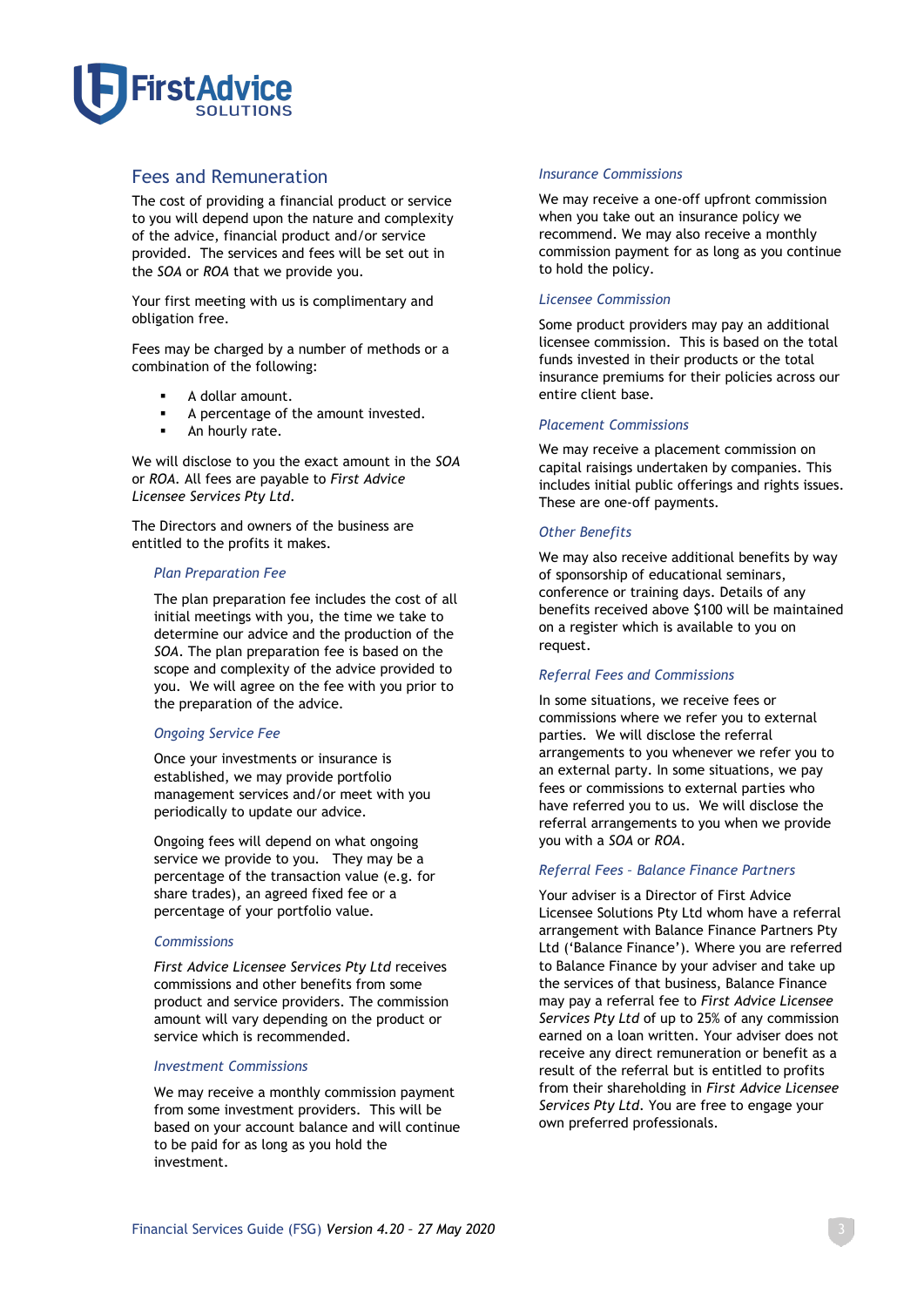## Fees and Remuneration

The cost of providing a financial product or service to you will depend upon the nature and complexity of the advice, financial product and/or service provided. The services and fees will be set out in the *SOA* or *ROA* that we provide you.

Your first meeting with us is complimentary and obligation free.

Fees may be charged by a number of methods or a combination of the following:

- A dollar amount.
- A percentage of the amount invested.
- An hourly rate.

We will disclose to you the exact amount in the *SOA* or *ROA*. All fees are payable to *First Advice Licensee Services Pty Ltd*.

The Directors and owners of the business are entitled to the profits it makes.

### *Plan Preparation Fee*

The plan preparation fee includes the cost of all initial meetings with you, the time we take to determine our advice and the production of the *SOA*. The plan preparation fee is based on the scope and complexity of the advice provided to you. We will agree on the fee with you prior to the preparation of the advice.

### *Ongoing Service Fee*

Once your investments or insurance is established, we may provide portfolio management services and/or meet with you periodically to update our advice.

Ongoing fees will depend on what ongoing service we provide to you. They may be a percentage of the transaction value (e.g. for share trades), an agreed fixed fee or a percentage of your portfolio value.

### *Commissions*

*First Advice Licensee Services Pty Ltd* receives commissions and other benefits from some product and service providers. The commission amount will vary depending on the product or service which is recommended.

### *Investment Commissions*

We may receive a monthly commission payment from some investment providers. This will be based on your account balance and will continue to be paid for as long as you hold the investment.

### *Insurance Commissions*

We may receive a one-off upfront commission when you take out an insurance policy we recommend. We may also receive a monthly commission payment for as long as you continue to hold the policy.

### *Licensee Commission*

Some product providers may pay an additional licensee commission. This is based on the total funds invested in their products or the total insurance premiums for their policies across our entire client base.

### *Placement Commissions*

We may receive a placement commission on capital raisings undertaken by companies. This includes initial public offerings and rights issues. These are one-off payments.

### *Other Benefits*

We may also receive additional benefits by way of sponsorship of educational seminars, conference or training days. Details of any benefits received above $100 will be maintained on a register which is available to you on request.

### *Referral Fees and Commissions*

In some situations, we receive fees or commissions where we refer you to external parties. We will disclose the referral arrangements to you whenever we refer you to an external party. In some situations, we pay fees or commissions to external parties who have referred you to us. We will disclose the referral arrangements to you when we provide you with a *SOA* or *ROA*.

### *Referral Fees - Balance Finance Partners*

Your adviser is a Director of First Advice Licensee Solutions Pty Ltd whom have a referral arrangement with Balance Finance Partners Pty Ltd ('Balance Finance'). Where you are referred to Balance Finance by your adviser and take up the services of that business, Balance Finance may pay a referral fee to *First Advice Licensee Services Pty Ltd* of up to 25% of any commission earned on a loan written. Your adviser does not receive any direct remuneration or benefit as a result of the referral but is entitled to profits from their shareholding in *First Advice Licensee Services Pty Ltd*. You are free to engage your own preferred professionals.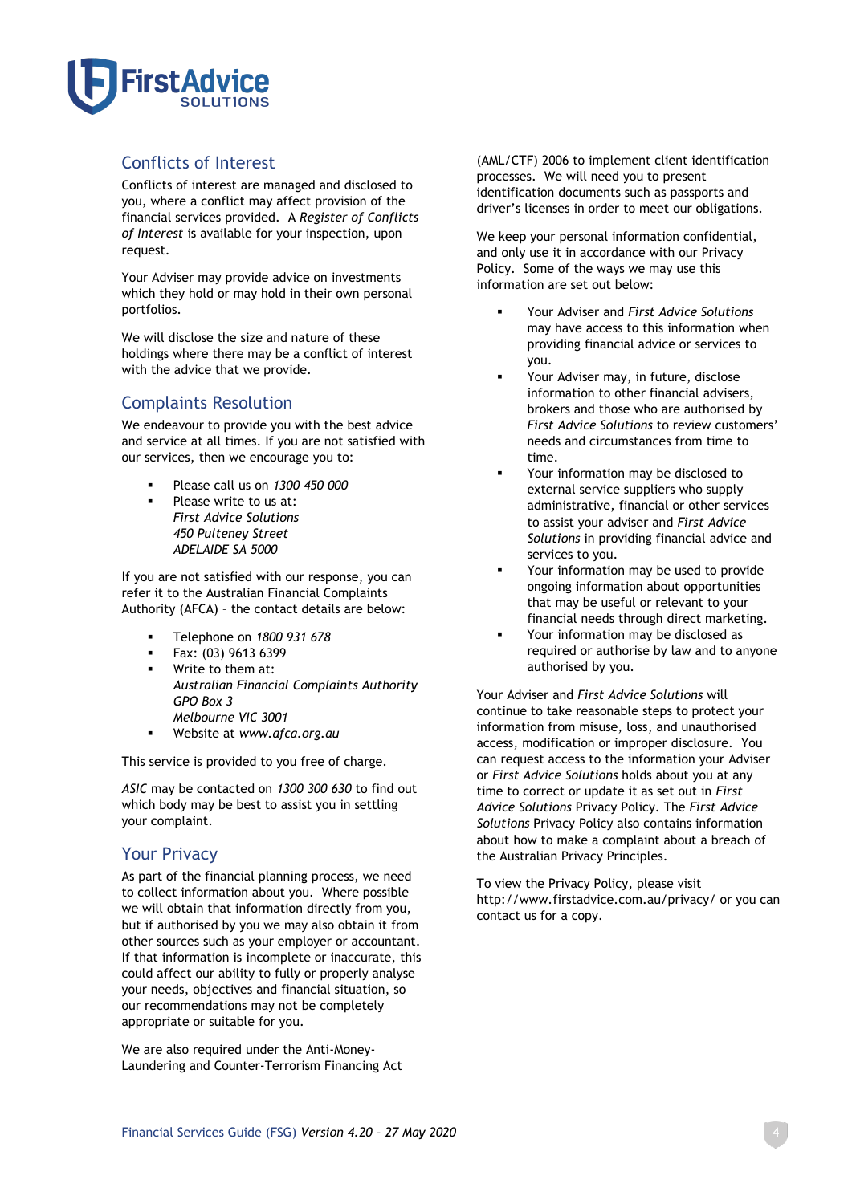## Conflicts of Interest

Conflicts of interest are managed and disclosed to you, where a conflict may affect provision of the financial services provided. A *Register of Conflicts of Interest* is available for your inspection, upon request.

Your Adviser may provide advice on investments which they hold or may hold in their own personal portfolios.

We will disclose the size and nature of these holdings where there may be a conflict of interest with the advice that we provide.

## Complaints Resolution

We endeavour to provide you with the best advice and service at all times. If you are not satisfied with our services, then we encourage you to:

- Please call us on *1300 450 000*
- Please write to us at:
  *First Advice Solutions*
  *450 Pulteney Street*
  *ADELAIDE SA 5000*

If you are not satisfied with our response, you can refer it to the Australian Financial Complaints Authority (AFCA) – the contact details are below:

- Telephone on *1800 931 678*
- Fax: (03) 9613 6399
- Write to them at:
  *Australian Financial Complaints Authority*
  *GPO Box 3*
  *Melbourne VIC 3001*
- Website at *www.afca.org.au*

This service is provided to you free of charge.

*ASIC* may be contacted on *1300 300 630* to find out which body may be best to assist you in settling your complaint.

## Your Privacy

As part of the financial planning process, we need to collect information about you. Where possible we will obtain that information directly from you, but if authorised by you we may also obtain it from other sources such as your employer or accountant. If that information is incomplete or inaccurate, this could affect our ability to fully or properly analyse your needs, objectives and financial situation, so our recommendations may not be completely appropriate or suitable for you.

We are also required under the Anti-Money-Laundering and Counter-Terrorism Financing Act (AML/CTF) 2006 to implement client identification processes. We will need you to present identification documents such as passports and driver's licenses in order to meet our obligations.

We keep your personal information confidential, and only use it in accordance with our Privacy Policy. Some of the ways we may use this information are set out below:

- Your Adviser and *First Advice Solutions* may have access to this information when providing financial advice or services to you.
- Your Adviser may, in future, disclose information to other financial advisers, brokers and those who are authorised by *First Advice Solutions* to review customers' needs and circumstances from time to time.
- Your information may be disclosed to external service suppliers who supply administrative, financial or other services to assist your adviser and *First Advice Solutions* in providing financial advice and services to you.
- Your information may be used to provide ongoing information about opportunities that may be useful or relevant to your financial needs through direct marketing.
- Your information may be disclosed as required or authorise by law and to anyone authorised by you.

Your Adviser and *First Advice Solutions* will continue to take reasonable steps to protect your information from misuse, loss, and unauthorised access, modification or improper disclosure. You can request access to the information your Adviser or *First Advice Solutions* holds about you at any time to correct or update it as set out in *First Advice Solutions* Privacy Policy. The *First Advice Solutions* Privacy Policy also contains information about how to make a complaint about a breach of the Australian Privacy Principles.

To view the Privacy Policy, please visit http://www.firstadvice.com.au/privacy/ or you can contact us for a copy.